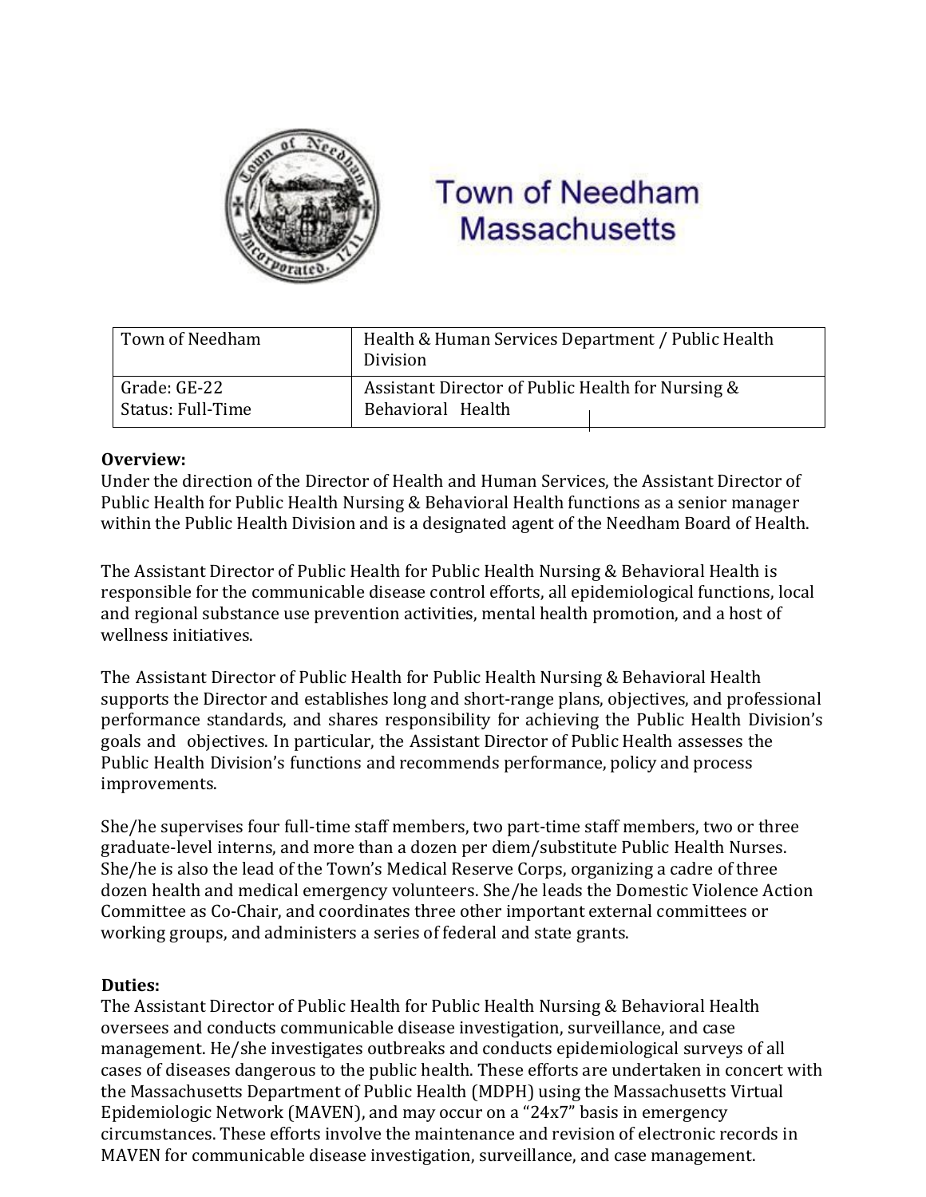# Town of Needham Massachusetts

| | |
|---|---|
| Town of Needham | Health & Human Services Department / Public Health Division |
| Grade: GE-22<br>Status: Full-Time | Assistant Director of Public Health for Nursing & Behavioral Health |

**Overview:**

Under the direction of the Director of Health and Human Services, the Assistant Director of Public Health for Public Health Nursing & Behavioral Health functions as a senior manager within the Public Health Division and is a designated agent of the Needham Board of Health.

The Assistant Director of Public Health for Public Health Nursing & Behavioral Health is responsible for the communicable disease control efforts, all epidemiological functions, local and regional substance use prevention activities, mental health promotion, and a host of wellness initiatives.

The Assistant Director of Public Health for Public Health Nursing & Behavioral Health supports the Director and establishes long and short-range plans, objectives, and professional performance standards, and shares responsibility for achieving the Public Health Division's goals and objectives. In particular, the Assistant Director of Public Health assesses the Public Health Division's functions and recommends performance, policy and process improvements.

She/he supervises four full-time staff members, two part-time staff members, two or three graduate-level interns, and more than a dozen per diem/substitute Public Health Nurses. She/he is also the lead of the Town's Medical Reserve Corps, organizing a cadre of three dozen health and medical emergency volunteers. She/he leads the Domestic Violence Action Committee as Co-Chair, and coordinates three other important external committees or working groups, and administers a series of federal and state grants.

**Duties:**

The Assistant Director of Public Health for Public Health Nursing & Behavioral Health oversees and conducts communicable disease investigation, surveillance, and case management. He/she investigates outbreaks and conducts epidemiological surveys of all cases of diseases dangerous to the public health. These efforts are undertaken in concert with the Massachusetts Department of Public Health (MDPH) using the Massachusetts Virtual Epidemiologic Network (MAVEN), and may occur on a "24x7" basis in emergency circumstances. These efforts involve the maintenance and revision of electronic records in MAVEN for communicable disease investigation, surveillance, and case management.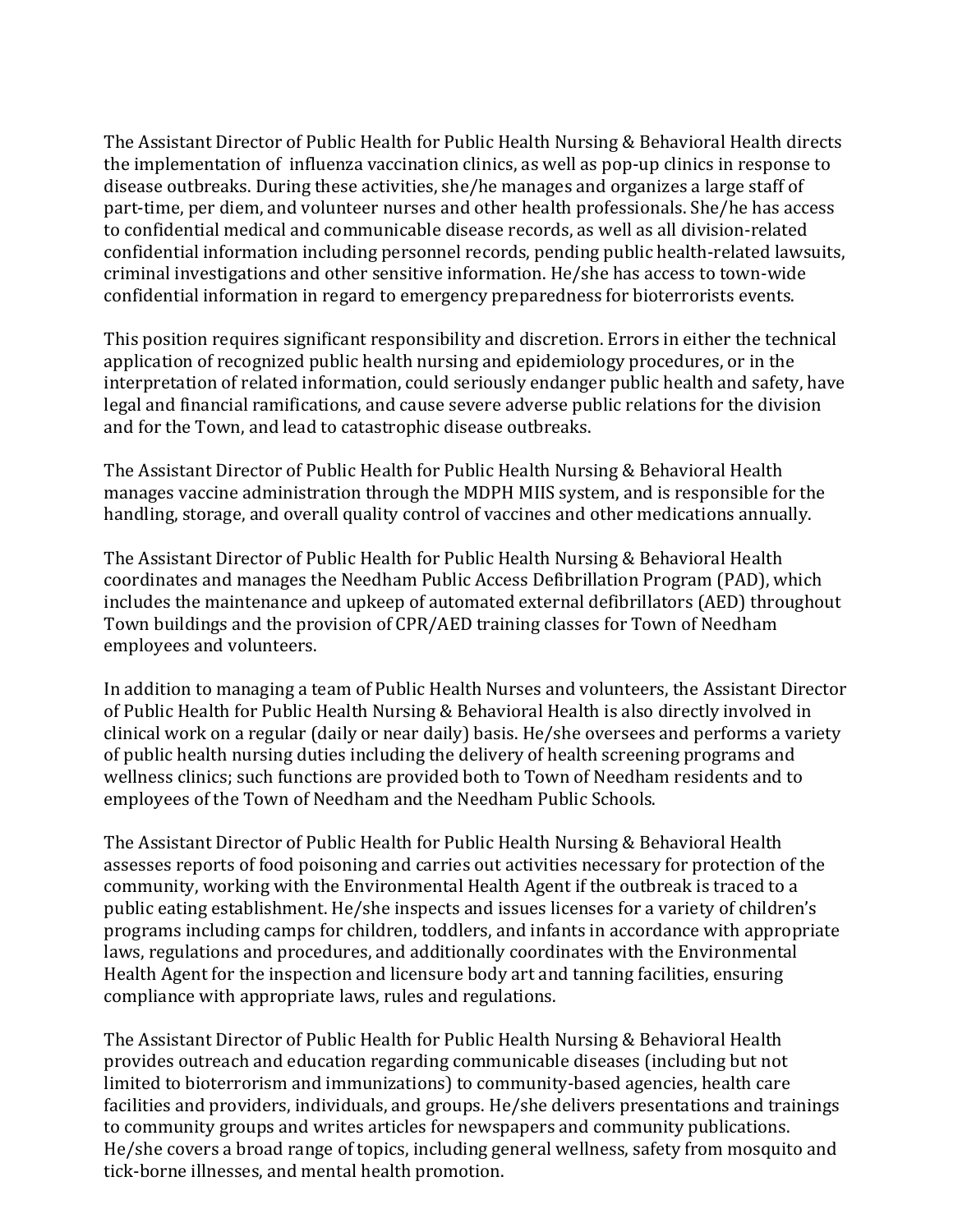The Assistant Director of Public Health for Public Health Nursing & Behavioral Health directs the implementation of  influenza vaccination clinics, as well as pop-up clinics in response to disease outbreaks. During these activities, she/he manages and organizes a large staff of part-time, per diem, and volunteer nurses and other health professionals. She/he has access to confidential medical and communicable disease records, as well as all division-related confidential information including personnel records, pending public health-related lawsuits, criminal investigations and other sensitive information. He/she has access to town-wide confidential information in regard to emergency preparedness for bioterrorists events.

This position requires significant responsibility and discretion. Errors in either the technical application of recognized public health nursing and epidemiology procedures, or in the interpretation of related information, could seriously endanger public health and safety, have legal and financial ramifications, and cause severe adverse public relations for the division and for the Town, and lead to catastrophic disease outbreaks.

The Assistant Director of Public Health for Public Health Nursing & Behavioral Health manages vaccine administration through the MDPH MIIS system, and is responsible for the handling, storage, and overall quality control of vaccines and other medications annually.

The Assistant Director of Public Health for Public Health Nursing & Behavioral Health coordinates and manages the Needham Public Access Defibrillation Program (PAD), which includes the maintenance and upkeep of automated external defibrillators (AED) throughout Town buildings and the provision of CPR/AED training classes for Town of Needham employees and volunteers.

In addition to managing a team of Public Health Nurses and volunteers, the Assistant Director of Public Health for Public Health Nursing & Behavioral Health is also directly involved in clinical work on a regular (daily or near daily) basis. He/she oversees and performs a variety of public health nursing duties including the delivery of health screening programs and wellness clinics; such functions are provided both to Town of Needham residents and to employees of the Town of Needham and the Needham Public Schools.

The Assistant Director of Public Health for Public Health Nursing & Behavioral Health assesses reports of food poisoning and carries out activities necessary for protection of the community, working with the Environmental Health Agent if the outbreak is traced to a public eating establishment. He/she inspects and issues licenses for a variety of children's programs including camps for children, toddlers, and infants in accordance with appropriate laws, regulations and procedures, and additionally coordinates with the Environmental Health Agent for the inspection and licensure body art and tanning facilities, ensuring compliance with appropriate laws, rules and regulations.

The Assistant Director of Public Health for Public Health Nursing & Behavioral Health provides outreach and education regarding communicable diseases (including but not limited to bioterrorism and immunizations) to community-based agencies, health care facilities and providers, individuals, and groups. He/she delivers presentations and trainings to community groups and writes articles for newspapers and community publications. He/she covers a broad range of topics, including general wellness, safety from mosquito and tick-borne illnesses, and mental health promotion.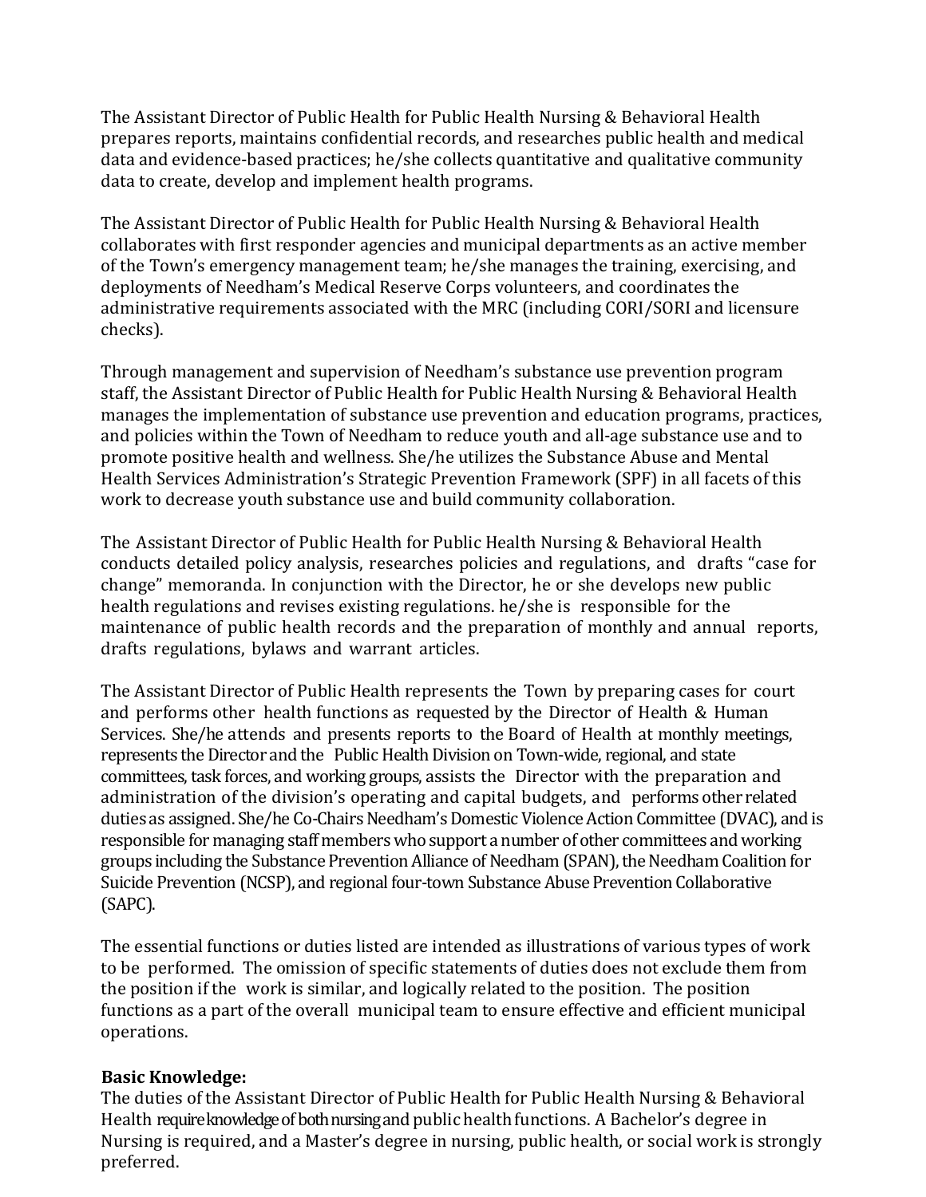The Assistant Director of Public Health for Public Health Nursing & Behavioral Health prepares reports, maintains confidential records, and researches public health and medical data and evidence-based practices; he/she collects quantitative and qualitative community data to create, develop and implement health programs.

The Assistant Director of Public Health for Public Health Nursing & Behavioral Health collaborates with first responder agencies and municipal departments as an active member of the Town's emergency management team; he/she manages the training, exercising, and deployments of Needham's Medical Reserve Corps volunteers, and coordinates the administrative requirements associated with the MRC (including CORI/SORI and licensure checks).

Through management and supervision of Needham's substance use prevention program staff, the Assistant Director of Public Health for Public Health Nursing & Behavioral Health manages the implementation of substance use prevention and education programs, practices, and policies within the Town of Needham to reduce youth and all-age substance use and to promote positive health and wellness. She/he utilizes the Substance Abuse and Mental Health Services Administration's Strategic Prevention Framework (SPF) in all facets of this work to decrease youth substance use and build community collaboration.

The Assistant Director of Public Health for Public Health Nursing & Behavioral Health conducts detailed policy analysis, researches policies and regulations, and drafts "case for change" memoranda. In conjunction with the Director, he or she develops new public health regulations and revises existing regulations. he/she is responsible for the maintenance of public health records and the preparation of monthly and annual reports, drafts regulations, bylaws and warrant articles.

The Assistant Director of Public Health represents the Town by preparing cases for court and performs other health functions as requested by the Director of Health & Human Services. She/he attends and presents reports to the Board of Health at monthly meetings, represents the Director and the Public Health Division on Town-wide, regional, and state committees, task forces, and working groups, assists the Director with the preparation and administration of the division's operating and capital budgets, and performs other related duties as assigned. She/he Co-Chairs Needham's Domestic Violence Action Committee (DVAC), and is responsible for managing staff members who support a number of other committees and working groups including the Substance Prevention Alliance of Needham (SPAN), the Needham Coalition for Suicide Prevention (NCSP), and regional four-town Substance Abuse Prevention Collaborative (SAPC).

The essential functions or duties listed are intended as illustrations of various types of work to be performed. The omission of specific statements of duties does not exclude them from the position if the work is similar, and logically related to the position. The position functions as a part of the overall municipal team to ensure effective and efficient municipal operations.

**Basic Knowledge:**
The duties of the Assistant Director of Public Health for Public Health Nursing & Behavioral Health require knowledge of both nursing and public health functions. A Bachelor's degree in Nursing is required, and a Master's degree in nursing, public health, or social work is strongly preferred.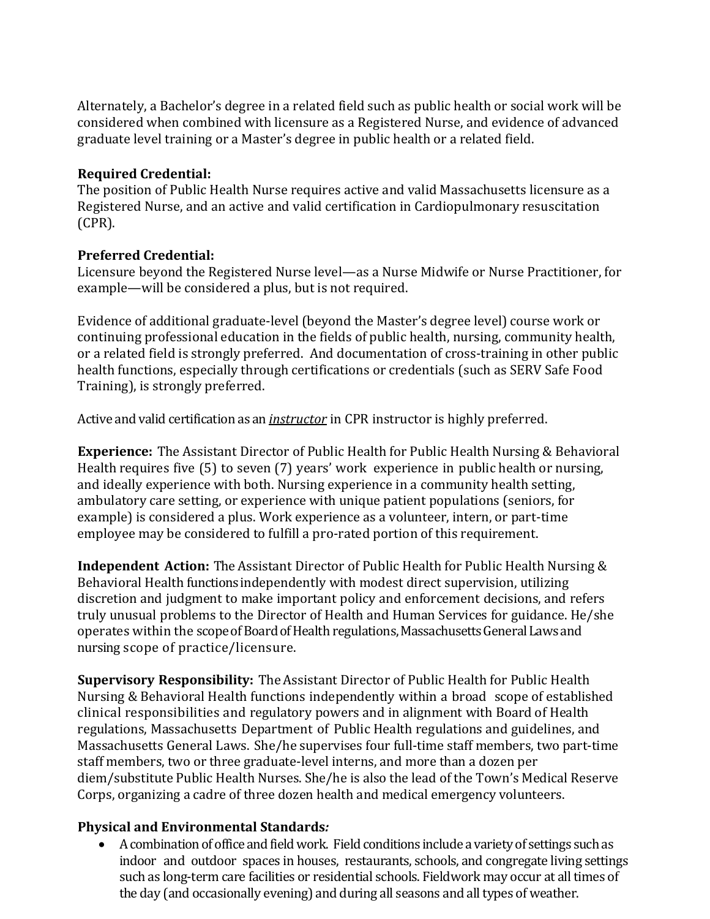Alternately, a Bachelor's degree in a related field such as public health or social work will be considered when combined with licensure as a Registered Nurse, and evidence of advanced graduate level training or a Master's degree in public health or a related field.

**Required Credential:**
The position of Public Health Nurse requires active and valid Massachusetts licensure as a Registered Nurse, and an active and valid certification in Cardiopulmonary resuscitation (CPR).

**Preferred Credential:**
Licensure beyond the Registered Nurse level—as a Nurse Midwife or Nurse Practitioner, for example—will be considered a plus, but is not required.

Evidence of additional graduate-level (beyond the Master's degree level) course work or continuing professional education in the fields of public health, nursing, community health, or a related field is strongly preferred. And documentation of cross-training in other public health functions, especially through certifications or credentials (such as SERV Safe Food Training), is strongly preferred.

Active and valid certification as an ***instructor*** in CPR instructor is highly preferred.

**Experience:** The Assistant Director of Public Health for Public Health Nursing & Behavioral Health requires five (5) to seven (7) years' work experience in public health or nursing, and ideally experience with both. Nursing experience in a community health setting, ambulatory care setting, or experience with unique patient populations (seniors, for example) is considered a plus. Work experience as a volunteer, intern, or part-time employee may be considered to fulfill a pro-rated portion of this requirement.

**Independent Action:** The Assistant Director of Public Health for Public Health Nursing & Behavioral Health functions independently with modest direct supervision, utilizing discretion and judgment to make important policy and enforcement decisions, and refers truly unusual problems to the Director of Health and Human Services for guidance. He/she operates within the scope of Board of Health regulations, Massachusetts General Laws and nursing scope of practice/licensure.

**Supervisory Responsibility:** The Assistant Director of Public Health for Public Health Nursing & Behavioral Health functions independently within a broad scope of established clinical responsibilities and regulatory powers and in alignment with Board of Health regulations, Massachusetts Department of Public Health regulations and guidelines, and Massachusetts General Laws. She/he supervises four full-time staff members, two part-time staff members, two or three graduate-level interns, and more than a dozen per diem/substitute Public Health Nurses. She/he is also the lead of the Town's Medical Reserve Corps, organizing a cadre of three dozen health and medical emergency volunteers.

**Physical and Environmental Standards*:***

- A combination of office and field work. Field conditions include a variety of settings such as indoor and outdoor spaces in houses, restaurants, schools, and congregate living settings such as long-term care facilities or residential schools. Fieldwork may occur at all times of the day (and occasionally evening) and during all seasons and all types of weather.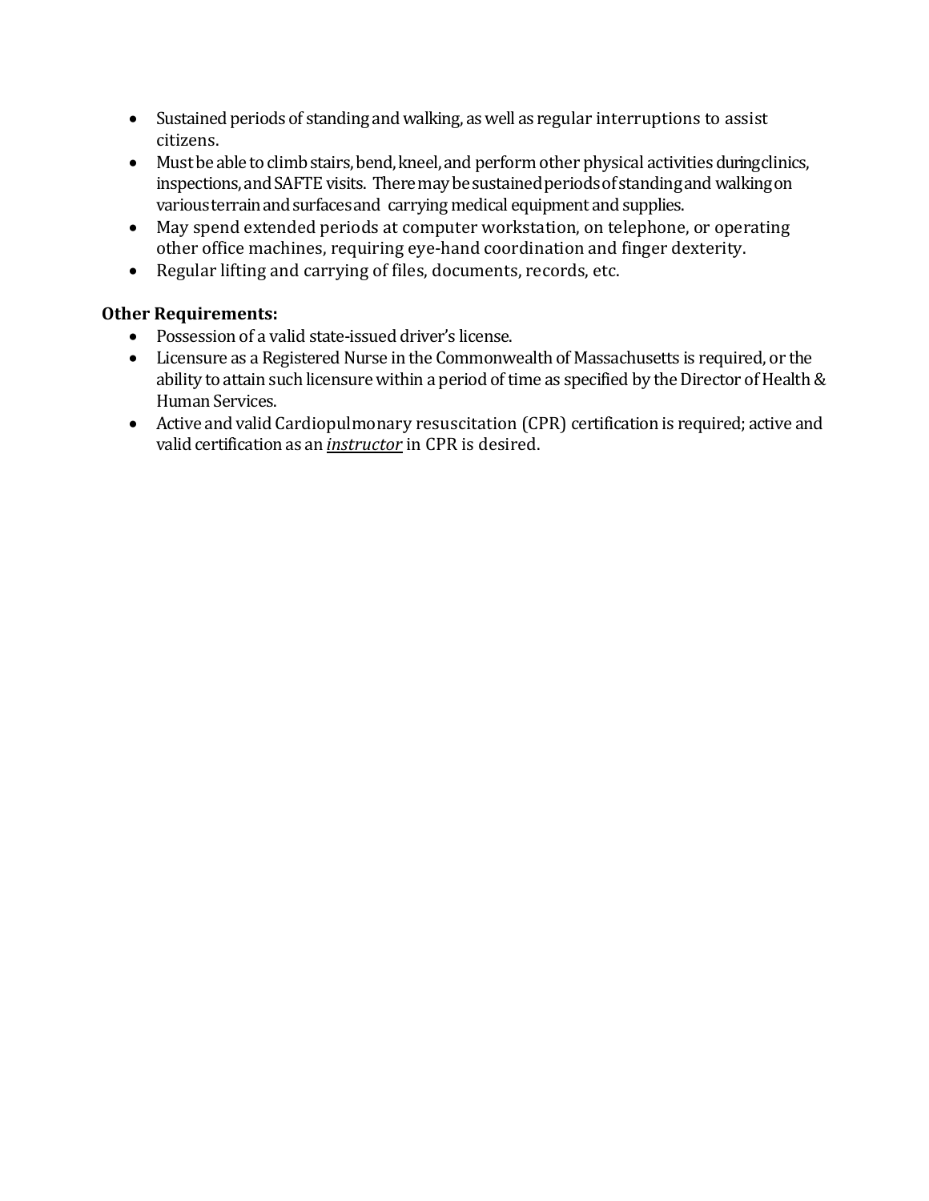- Sustained periods of standing and walking, as well as regular interruptions to assist citizens.
- Must be able to climb stairs, bend, kneel, and perform other physical activities during clinics, inspections, and SAFTE visits. There may be sustained periods of standing and walking on various terrain and surfaces and carrying medical equipment and supplies.
- May spend extended periods at computer workstation, on telephone, or operating other office machines, requiring eye-hand coordination and finger dexterity.
- Regular lifting and carrying of files, documents, records, etc.

**Other Requirements:**

- Possession of a valid state-issued driver's license.
- Licensure as a Registered Nurse in the Commonwealth of Massachusetts is required, or the ability to attain such licensure within a period of time as specified by the Director of Health & Human Services.
- Active and valid Cardiopulmonary resuscitation (CPR) certification is required; active and valid certification as an ***instructor*** in CPR is desired.